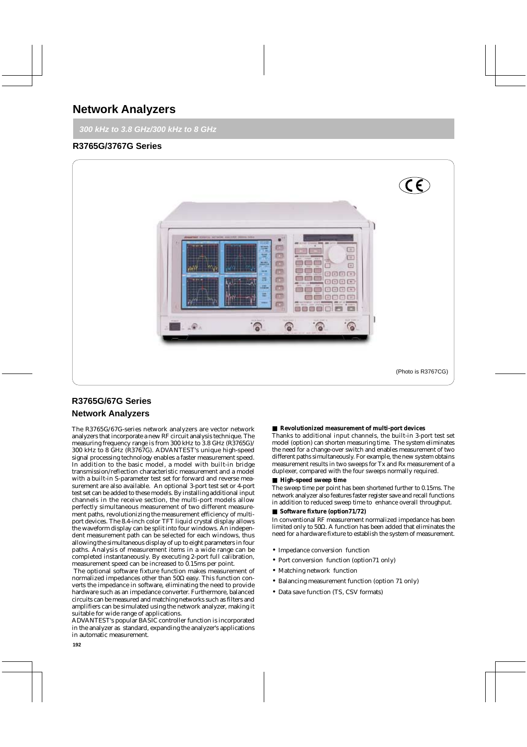# Network Analyzers

*300 kHz to 3.8 GHz/300 kHz to 8 GHz*

## R3765G/3767G Series

(Photo is R3767CG)

## R3765G/67G Series

## Network Analyzers

The R3765G/67G-series network analyzers are vector network analyzers that incorporate a new RF circuit analysis technique. The measuring frequency range is from 300 kHz to 3.8 GHz (R3765G)/ 300 kHz to 8 GHz (R3767G). ADVANTEST's unique high-speed signal processing technology enables a faster measurement speed. In addition to the basic model, a model with built-in bridge transmission/reflection characteristic measurement and a model with a built-in S-parameter test set for forward and reverse measurement are also available. An optional 3-port test set or 4-port test set can be added to these models. By installing additional input channels in the receive section, the multi-port models allow perfectly simultaneous measurement of two different measurement paths, revolutionizing the measurement efficiency of multi-port devices. The 8.4-inch color TFT liquid crystal display allows the waveform display can be split into four windows. An independent measurement path can be selected for each windows, thus allowing the simultaneous display of up to eight parameters in four paths. Analysis of measurement items in a wide range can be completed instantaneously. By executing 2-port full calibration, measurement speed can be increased to 0.15ms per point.

The optional software fixture function makes measurement of normalized impedances other than 50Ω easy. This function converts the impedance in software, eliminating the need to provide hardware such as an impedance converter. Furthermore, balanced circuits can be measured and matching networks such as filters and amplifiers can be simulated using the network analyzer, making it suitable for wide range of applications.

ADVANTEST's popular BASIC controller function is incorporated in the analyzer as standard, expanding the analyzer's applications in automatic measurement.

### ■ Revolutionized measurement of multi-port devices

Thanks to additional input channels, the built-in 3-port test set model (option) can shorten measuring time. The system eliminates the need for a change-over switch and enables measurement of two different paths simultaneously. For example, the new system obtains measurement results in two sweeps for Tx and Rx measurement of a duplexer, compared with the four sweeps normally required.

### ■ High-speed sweep time

The sweep time per point has been shortened further to 0.15ms. The network analyzer also features faster register save and recall functions in addition to reduced sweep time to enhance overall throughput.

### ■ Software fixture (option71/72)

In conventional RF measurement normalized impedance has been limited only to 50Ω. A function has been added that eliminates the need for a hardware fixture to establish the system of measurement.

- Impedance conversion function
- Port conversion function (option71 only)
- Matching network function
- Balancing measurement function (option 71 only)
- Data save function (TS, CSV formats)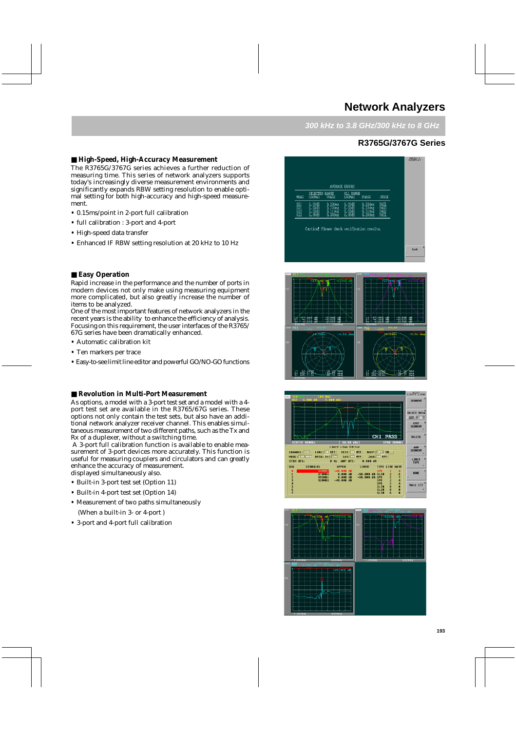# Network Analyzers

*300 kHz to 3.8 GHz/300 kHz to 8 GHz*

## R3765G/3767G Series

### ■ High-Speed, High-Accuracy Measurement

The R3765G/3767G series achieves a further reduction of measuring time. This series of network analyzers supports today's increasingly diverse measurement environments and significantly expands RBW setting resolution to enable optimal setting for both high-accuracy and high-speed measurement.

- 0.15ms/point in 2-port full calibration
- full calibration : 3-port and 4-port
- High-speed data transfer
- Enhanced IF RBW setting resolution at 20 kHz to 10 Hz

### ■ Easy Operation

Rapid increase in the performance and the number of ports in modern devices not only make using measuring equipment more complicated, but also greatly increase the number of items to be analyzed.
One of the most important features of network analyzers in the recent years is the ability to enhance the efficiency of analysis. Focusing on this requirement, the user interfaces of the R3765/67G series have been dramatically enhanced.

- Automatic calibration kit
- Ten markers per trace
- Easy-to-see limit line editor and powerful GO/NO-GO functions

### ■ Revolution in Multi-Port Measurement

As options, a model with a 3-port test set and a model with a 4-port test set are available in the R3765/67G series. These options not only contain the test sets, but also have an additional network analyzer receiver channel. This enables simultaneous measurement of two different paths, such as the Tx and Rx of a duplexer, without a switching time.
A 3-port full calibration function is available to enable measurement of 3-port devices more accurately. This function is useful for measuring couplers and circulators and can greatly enhance the accuracy of measurement.
displayed simultaneously also.

- Built-in 3-port test set (Option 11)
- Built-in 4-port test set (Option 14)
- Measurement of two paths simultaneously
  (When a built-in 3- or 4-port )
- 3-port and 4-port full calibration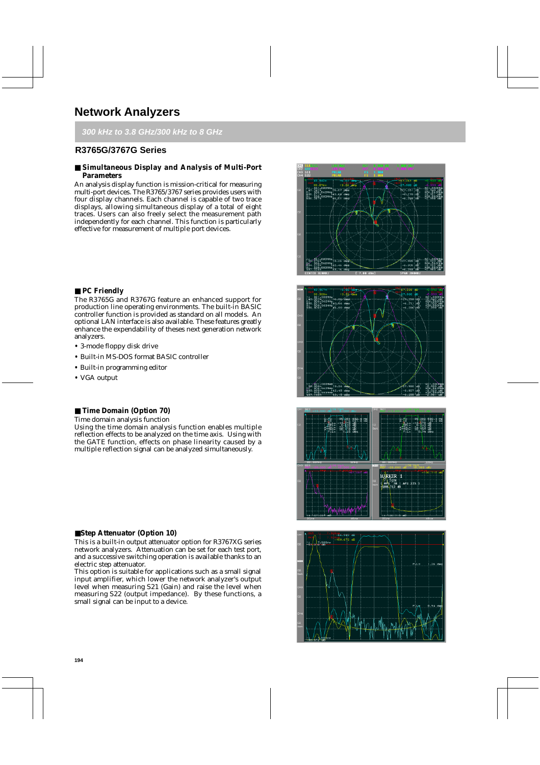# Network Analyzers

*300 kHz to 3.8 GHz/300 kHz to 8 GHz*

## R3765G/3767G Series

### ■ Simultaneous Display and Analysis of Multi-Port Parameters

An analysis display function is mission-critical for measuring multi-port devices. The R3765/3767 series provides users with four display channels. Each channel is capable of two trace displays, allowing simultaneous display of a total of eight traces. Users can also freely select the measurement path independently for each channel. This function is particularly effective for measurement of multiple port devices.

### ■ PC Friendly

The R3765G and R3767G feature an enhanced support for production line operating environments. The built-in BASIC controller function is provided as standard on all models. An optional LAN interface is also available. These features greatly enhance the expendability of theses next generation network analyzers.

- 3-mode floppy disk drive
- Built-in MS-DOS format BASIC controller
- Built-in programming editor
- VGA output

### ■ Time Domain (Option 70)

Time domain analysis function

Using the time domain analysis function enables multiple reflection effects to be analyzed on the time axis. Using with the GATE function, effects on phase linearity caused by a multiple reflection signal can be analyzed simultaneously.

### ■Step Attenuator (Option 10)

This is a built-in output attenuator option for R3767XG series network analyzers. Attenuation can be set for each test port, and a successive switching operation is available thanks to an electric step attenuator.

This option is suitable for applications such as a small signal input amplifier, which lower the network analyzer's output level when measuring S21 (Gain) and raise the level when measuring S22 (output impedance). By these functions, a small signal can be input to a device.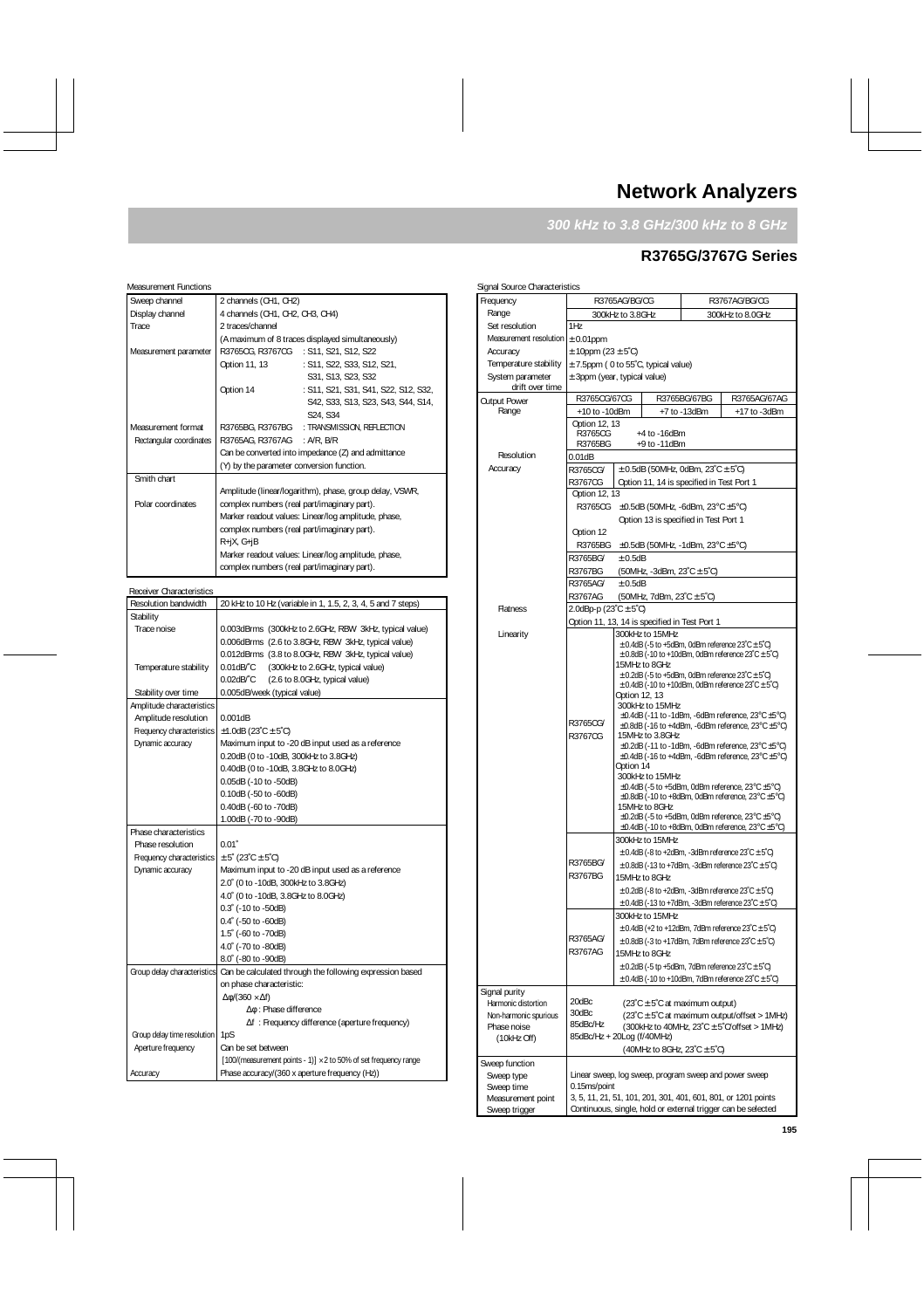# Network Analyzers

***300 kHz to 3.8 GHz/300 kHz to 8 GHz***

## R3765G/3767G Series

Measurement Functions

| | |
|---|---|
| Sweep channel | 2 channels (CH1, CH2) |
| Display channel | 4 channels (CH1, CH2, CH3, CH4) |
| Trace | 2 traces/channel<br>(A maximum of 8 traces displayed simultaneously) |
| Measurement parameter | R3765CG, R3767CG : S11, S21, S12, S22<br>Option 11, 13 : S11, S22, S33, S12, S21, S31, S13, S23, S32<br>Option 14 : S11, S21, S31, S41, S22, S12, S32, S42, S33, S13, S23, S43, S44, S14, S24, S34 |
| Measurement format | R3765BG, R3767BG : TRANSMISSION, REFLECTION |
| Rectangular coordinates | R3765AG, R3767AG : A/R, B/R<br>Can be converted into impedance (Z) and admittance (Y) by the parameter conversion function. |
| Smith chart | Amplitude (linear/logarithm), phase, group delay, VSWR, complex numbers (real part/imaginary part). |
| Polar coordinates | Marker readout values: Linear/log amplitude, phase, complex numbers (real part/imaginary part).<br>R+jX, G+jB<br>Marker readout values: Linear/log amplitude, phase, complex numbers (real part/imaginary part). |

Receiver Characteristics

| | |
|---|---|
| Resolution bandwidth | 20 kHz to 10 Hz (variable in 1, 1.5, 2, 3, 4, 5 and 7 steps) |
| Stability | |
| Trace noise | 0.003dBrms (300kHz to 2.6GHz, RBW 3kHz, typical value)<br>0.006dBrms (2.6 to 3.8GHz, RBW 3kHz, typical value)<br>0.012dBrms (3.8 to 8.0GHz, RBW 3kHz, typical value) |
| Temperature stability | 0.01dB/˚C (300kHz to 2.6GHz, typical value)<br>0.02dB/˚C (2.6 to 8.0GHz, typical value) |
| Stability over time | 0.005dB/week (typical value) |
| Amplitude characteristics | |
| Amplitude resolution | 0.001dB |
| Frequency characteristics | ±1.0dB (23˚C ± 5˚C) |
| Dynamic accuracy | Maximum input to -20 dB input used as a reference<br>0.20dB (0 to -10dB, 300kHz to 3.8GHz)<br>0.40dB (0 to -10dB, 3.8GHz to 8.0GHz)<br>0.05dB (-10 to -50dB)<br>0.10dB (-50 to -60dB)<br>0.40dB (-60 to -70dB)<br>1.00dB (-70 to -90dB) |
| Phase characteristics | |
| Phase resolution | 0.01˚ |
| Frequency characteristics | ± 5˚ (23˚C ± 5˚C) |
| Dynamic accuracy | Maximum input to -20 dB input used as a reference<br>2.0˚ (0 to -10dB, 300kHz to 3.8GHz)<br>4.0˚ (0 to -10dB, 3.8GHz to 8.0GHz)<br>0.3˚ (-10 to -50dB)<br>0.4˚ (-50 to -60dB)<br>1.5˚ (-60 to -70dB)<br>4.0˚ (-70 to -80dB)<br>8.0˚ (-80 to -90dB) |
| Group delay characteristics | Can be calculated through the following expression based on phase characteristic:<br>$\Delta\varphi/(360 \times \Delta f)$<br>$\Delta\varphi$ : Phase difference<br>$\Delta f$ : Frequency difference (aperture frequency) |
| Group delay time resolution | 1pS |
| Aperture frequency | Can be set between<br>[100/(measurement points - 1)] × 2 to 50% of set frequency range |
| Accuracy | Phase accuracy/(360 x aperture frequency (Hz)) |

Signal Source Characteristics

| | | | |
|---|---|---|---|
| Frequency | R3765AG/BG/CG | | R3767AG/BG/CG |
| Range | 300kHz to 3.8GHz | | 300kHz to 8.0GHz |
| Set resolution | 1Hz | | |
| Measurement resolution | ± 0.01ppm | | |
| Accuracy | ± 10ppm (23 ± 5˚C) | | |
| Temperature stability | ± 7.5ppm ( 0 to 55˚C, typical value) | | |
| System parameter drift over time | ± 3ppm (year, typical value) | | |
| Output Power | R3765CG/67CG | R3765BG/67BG | R3765AG/67AG |
| Range | +10 to -10dBm | +7 to -13dBm | +17 to -3dBm |
| | Option 12, 13<br>R3765CG +4 to -16dBm<br>R3765BG +9 to -11dBm | | |
| Resolution | 0.01dB | | |
| Accuracy | R3765CG/ R3767CG: ± 0.5dB (50MHz, 0dBm, 23˚C ± 5˚C)<br>Option 11, 14 is specified in Test Port 1 | | |
| | Option 12, 13<br>R3765CG ±0.5dB (50MHz, -6dBm, 23°C±5°C)<br>Option 13 is specified in Test Port 1<br>Option 12<br>R3765BG ±0.5dB (50MHz, -1dBm, 23°C±5°C) | | |
| | R3765BG/ R3767BG: ± 0.5dB (50MHz, -3dBm, 23˚C ± 5˚C) | | |
| | R3765AG/ R3767AG: ± 0.5dB (50MHz, 7dBm, 23˚C ± 5˚C) | | |
| Flatness | 2.0dBp-p (23˚C ± 5˚C)<br>Option 11, 13, 14 is specified in Test Port 1 | | |
| Linearity | R3765CG/ R3767CG:<br>300kHz to 15MHz<br>±0.4dB (-5 to +5dBm, 0dBm reference 23˚C ± 5˚C)<br>±0.8dB (-10 to +10dBm, 0dBm reference 23˚C ± 5˚C)<br>15MHz to 8GHz<br>±0.2dB (-5 to +5dBm, 0dBm reference 23˚C ± 5˚C)<br>±0.4dB (-10 to +10dBm, 0dBm reference 23˚C ± 5˚C)<br>Option 12, 13<br>300kHz to 15MHz<br>±0.4dB (-11 to -1dBm, -6dBm reference, 23°C±5°C)<br>±0.8dB (-16 to +4dBm, -6dBm reference, 23°C±5°C)<br>15MHz to 3.8GHz<br>±0.2dB (-11 to -1dBm, -6dBm reference, 23°C±5°C)<br>±0.4dB (-16 to +4dBm, -6dBm reference, 23°C±5°C)<br>Option 14<br>300kHz to 15MHz<br>±0.4dB (-5 to +5dBm, 0dBm reference, 23°C±5°C)<br>±0.8dB (-10 to +8dBm, 0dBm reference, 23°C±5°C)<br>15MHz to 8GHz<br>±0.2dB (-5 to +5dBm, 0dBm reference, 23°C±5°C)<br>±0.4dB (-10 to +8dBm, 0dBm reference, 23°C±5°C) | | |
| | R3765BG/ R3767BG:<br>300kHz to 15MHz<br>±0.4dB (-8 to +2dBm, -3dBm reference 23˚C ± 5˚C)<br>±0.8dB (-13 to +7dBm, -3dBm reference 23˚C ± 5˚C)<br>15MHz to 8GHz<br>±0.2dB (-8 to +2dBm, -3dBm reference 23˚C ± 5˚C)<br>±0.4dB (-13 to +7dBm, -3dBm reference 23˚C ± 5˚C) | | |
| | R3765AG/ R3767AG:<br>300kHz to 15MHz<br>±0.4dB (+2 to +12dBm, 7dBm reference 23˚C ± 5˚C)<br>±0.8dB (-3 to +17dBm, 7dBm reference 23˚C ± 5˚C)<br>15MHz to 8GHz<br>±0.2dB (-5 tp +5dBm, 7dBm reference 23˚C ± 5˚C)<br>±0.4dB (-10 to +10dBm, 7dBm reference 23˚C ± 5˚C) | | |
| Signal purity | | | |
| Harmonic distortion | 20dBc (23˚C ± 5˚C at maximum output) | | |
| Non-harmonic spurious | 30dBc (23˚C ± 5˚C at maximum output/offset > 1MHz) | | |
| Phase noise (10kHz Off) | 85dBc/Hz (300kHz to 40MHz, 23˚C ± 5˚C/offset > 1MHz)<br>85dBc/Hz + 20Log (f/40MHz)<br>(40MHz to 8GHz, 23˚C ± 5˚C) | | |
| Sweep function | | | |
| Sweep type | Linear sweep, log sweep, program sweep and power sweep | | |
| Sweep time | 0.15ms/point | | |
| Measurement point | 3, 5, 11, 21, 51, 101, 201, 301, 401, 601, 801, or 1201 points | | |
| Sweep trigger | Continuous, single, hold or external trigger can be selected | | |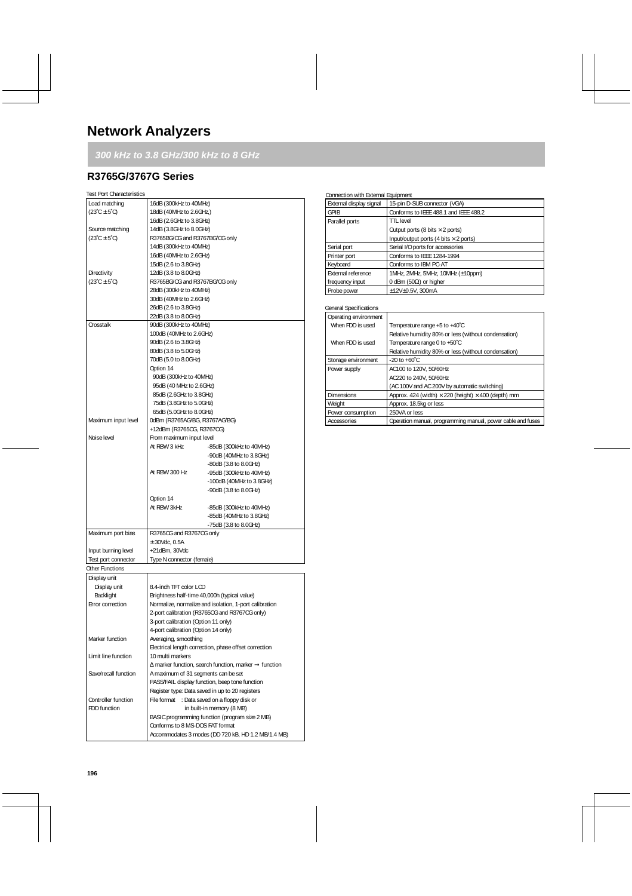# Network Analyzers

## *300 kHz to 3.8 GHz/300 kHz to 8 GHz*

### R3765G/3767G Series

Test Port Characteristics

| | | |
|---|---|---|
| Load matching (23°C ±5°C) | 16dB (300kHz to 40MHz) | |
| | 18dB (40MHz to 2.6GHz,) | |
| | 16dB (2.6GHz to 3.8GHz) | |
| Source matching (23°C ±5°C) | 14dB (3.8GHz to 8.0GHz) | |
| | R3765BG/CG and R3767BG/CG only | |
| | 14dB (300kHz to 40MHz) | |
| | 16dB (40MHz to 2.6GHz) | |
| | 15dB (2.6 to 3.8GHz) | |
| Directivity (23°C ±5°C) | 12dB (3.8 to 8.0GHz) | |
| | R3765BG/CG and R3767BG/CG only | |
| | 28dB (300kHz to 40MHz) | |
| | 30dB (40MHz to 2.6GHz) | |
| | 26dB (2.6 to 3.8GHz) | |
| | 22dB (3.8 to 8.0GHz) | |
| Crosstalk | 90dB (300kHz to 40MHz) | |
| | 100dB (40MHz to 2.6GHz) | |
| | 90dB (2.6 to 3.8GHz) | |
| | 80dB (3.8 to 5.0GHz) | |
| | 70dB (5.0 to 8.0GHz) | |
| | Option 14 | |
| | 90dB (300kHz to 40MHz) | |
| | 95dB (40 MHz to 2.6GHz) | |
| | 85dB (2.6GHz to 3.8GHz) | |
| | 75dB (3.8GHz to 5.0GHz) | |
| | 65dB (5.0GHz to 8.0GHz) | |
| Maximum input level | 0dBm (R3765AG/BG, R3767AG/BG) | |
| | +12dBm (R3765CG, R3767CG) | |
| Noise level | From maximum input level | |
| | At RBW 3 kHz | -85dB (300kHz to 40MHz) |
| | | -90dB (40MHz to 3.8GHz) |
| | | -80dB (3.8 to 8.0GHz) |
| | At RBW 300 Hz | -95dB (300kHz to 40MHz) |
| | | -100dB (40MHz to 3.8GHz) |
| | | -90dB (3.8 to 8.0GHz) |
| | Option 14 | |
| | At RBW 3kHz | -85dB (300kHz to 40MHz) |
| | | -85dB (40MHz to 3.8GHz) |
| | | -75dB (3.8 to 8.0GHz) |
| Maximum port bias | R3765CG and R3767CG only | |
| | ±30Vdc, 0.5A | |
| Input burning level | +21dBm, 30Vdc | |
| Test port connector | Type N connector (female) | |

Other Functions

| | |
|---|---|
| Display unit | |
| Display unit | 8.4-inch TFT color LCD |
| Backlight | Brightness half-time 40,000h (typical value) |
| Error correction | Normalize, normalize and isolation, 1-port calibration |
| | 2-port calibration (R3765CG and R3767CG only) |
| | 3-port calibration (Option 11 only) |
| | 4-port calibration (Option 14 only) |
| Marker function | Averaging, smoothing |
| | Electrical length correction, phase offset correction |
| Limit line function | 10 multi markers |
| | Δ marker function, search function, marker → function |
| Save/recall function | A maximum of 31 segments can be set |
| | PASS/FAIL display function, beep tone function |
| | Register type: Data saved in up to 20 registers |
| Controller function | File format : Data saved on a floppy disk or |
| FDD function | in built-in memory (8 MB) |
| | BASIC programming function (program size 2 MB) |
| | Conforms to 8 MS-DOS FAT format |
| | Accommodates 3 modes (DD 720 kB, HD 1.2 MB/1.4 MB) |

Connection with External Equipment

| | |
|---|---|
| External display signal | 15-pin D-SUB connector (VGA) |
| GPIB | Conforms to IEEE 488.1 and IEEE 488.2 |
| Parallel ports | TTL level |
| | Output ports (8 bits × 2 ports) |
| | Input/output ports (4 bits × 2 ports) |
| Serial port | Serial I/O ports for accessories |
| Printer port | Conforms to IEEE 1284-1994 |
| Keyboard | Conforms to IBM PC-AT |
| External reference frequency input | 1MHz, 2MHz, 5MHz, 10MHz (±10ppm) |
| | 0 dBm (50Ω) or higher |
| Probe power | ±12V±0.5V, 300mA |

General Specifications

| | |
|---|---|
| Operating environment | |
| When FDD is used | Temperature range +5 to +40°C |
| | Relative humidity 80% or less (without condensation) |
| When FDD is used | Temperature range 0 to +50°C |
| | Relative humidity 80% or less (without condensation) |
| Storage environment | -20 to +60°C |
| Power supply | AC100 to 120V, 50/60Hz |
| | AC220 to 240V, 50/60Hz |
| | (AC 100V and AC 200V by automatic switching) |
| Dimensions | Approx. 424 (width) × 220 (height) × 400 (depth) mm |
| Weight | Approx. 18.5kg or less |
| Power consumption | 250VA or less |
| Accessories | Operation manual, programming manual, power cable and fuses |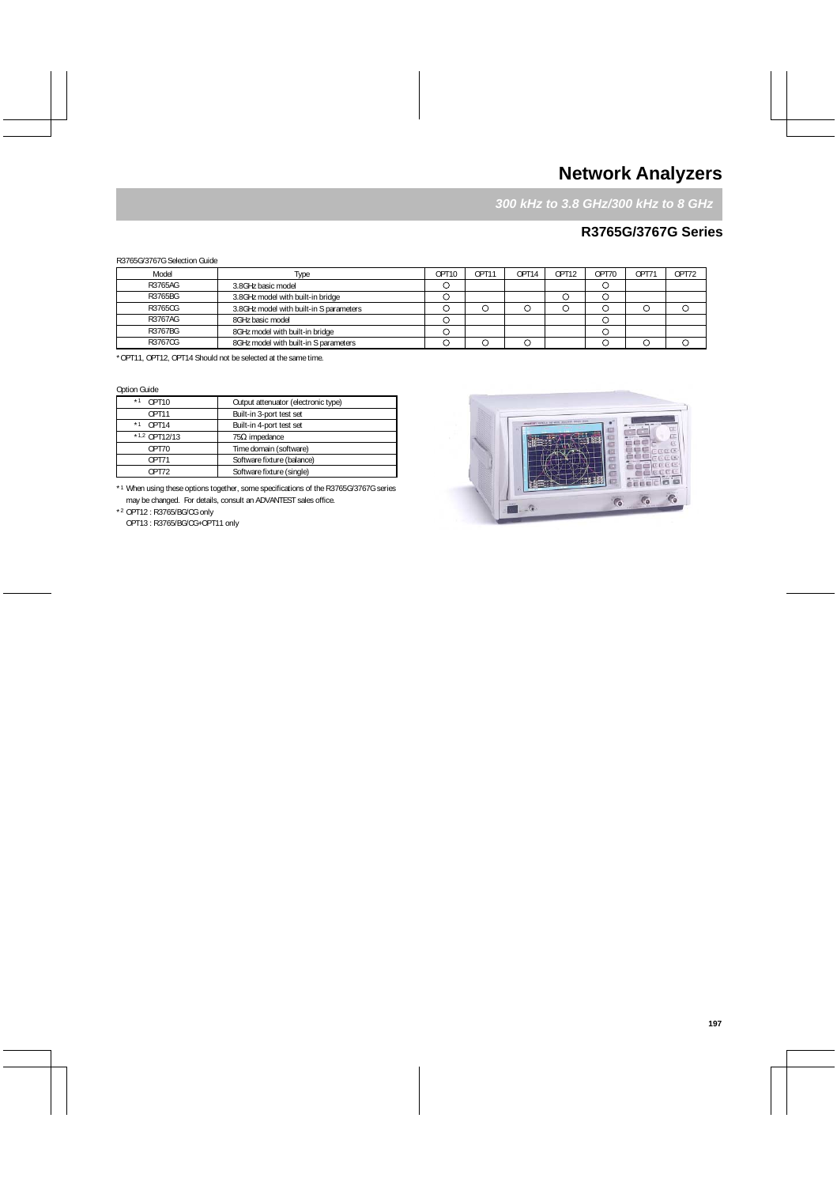# Network Analyzers

*300 kHz to 3.8 GHz/300 kHz to 8 GHz*

## R3765G/3767G Series

R3765G/3767G Selection Guide

| Model | Type | OPT10 | OPT11 | OPT14 | OPT12 | OPT70 | OPT71 | OPT72 |
|---|---|---|---|---|---|---|---|---|
| R3765AG | 3.8GHz basic model | ○ | | | | ○ | | |
| R3765BG | 3.8GHz model with built-in bridge | ○ | | | ○ | ○ | | |
| R3765CG | 3.8GHz model with built-in S parameters | ○ | ○ | ○ | ○ | ○ | ○ | ○ |
| R3767AG | 8GHz basic model | ○ | | | | ○ | | |
| R3767BG | 8GHz model with built-in bridge | ○ | | | | ○ | | |
| R3767CG | 8GHz model with built-in S parameters | ○ | ○ | ○ | | ○ | ○ | ○ |

* OPT11, OPT12, OPT14 Should not be selected at the same time.

Option Guide

| | |
|---|---|
| *1 OPT10 | Output attenuator (electronic type) |
| OPT11 | Built-in 3-port test set |
| *1 OPT14 | Built-in 4-port test set |
| *1,2 OPT12/13 | 75Ω impedance |
| OPT70 | Time domain (software) |
| OPT71 | Software fixture (balance) |
| OPT72 | Software fixture (single) |

*1 When using these options together, some specifications of the R3765G/3767G series may be changed. For details, consult an ADVANTEST sales office.

*2 OPT12 : R3765/BG/CG only
OPT13 : R3765/BG/CG+OPT11 only